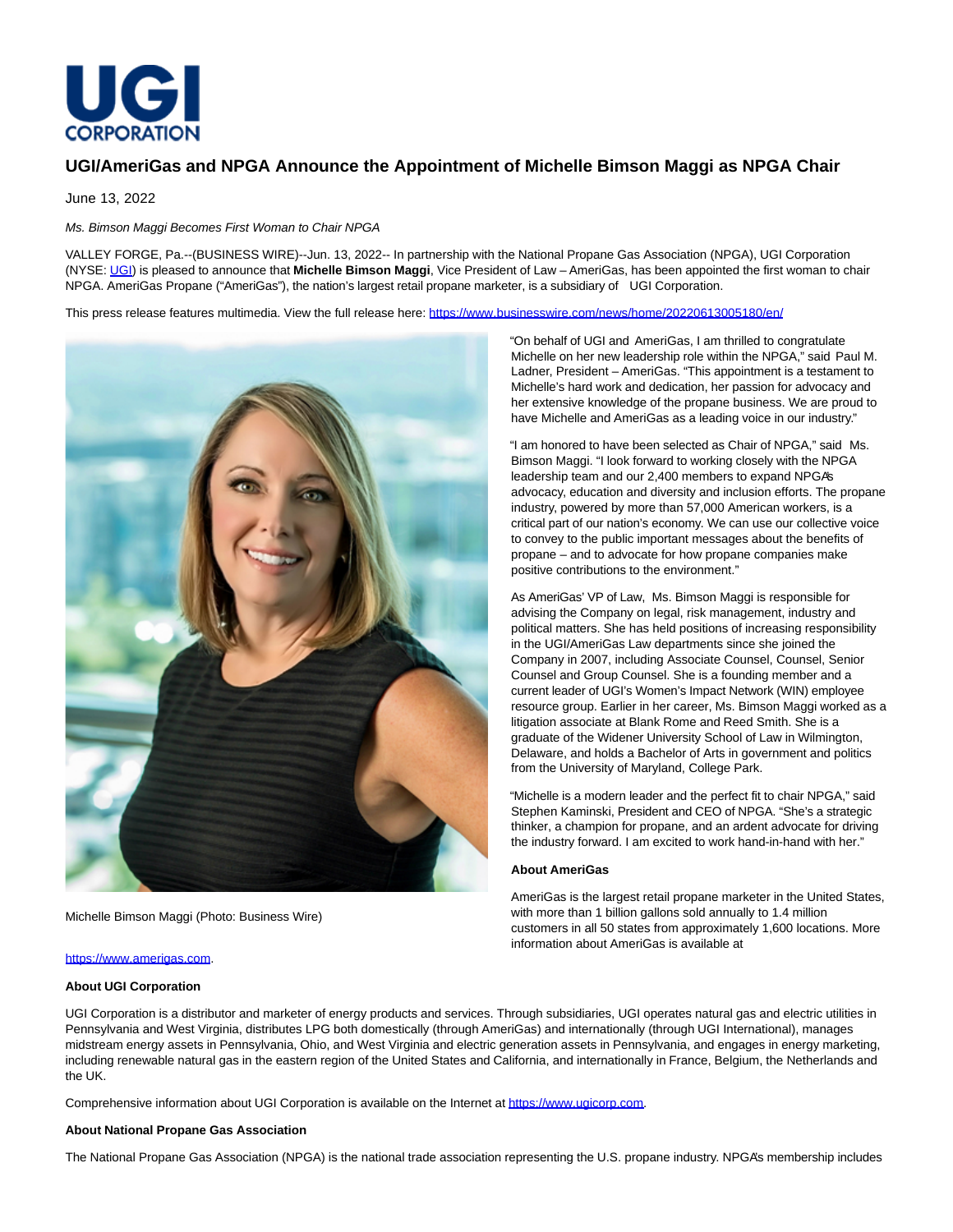# UGI/AmeriGas and NPGA Announce the Appointment of Michelle Bimson Maggi as NPGA Chair

June 13, 2022

*Ms. Bimson Maggi Becomes First Woman to Chair NPGA*

VALLEY FORGE, Pa.--(BUSINESS WIRE)--Jun. 13, 2022-- In partnership with the National Propane Gas Association (NPGA), UGI Corporation (NYSE: UGI) is pleased to announce that **Michelle Bimson Maggi**, Vice President of Law – AmeriGas, has been appointed the first woman to chair NPGA. AmeriGas Propane ("AmeriGas"), the nation's largest retail propane marketer, is a subsidiary of UGI Corporation.

This press release features multimedia. View the full release here: https://www.businesswire.com/news/home/20220613005180/en/

Michelle Bimson Maggi (Photo: Business Wire)

"On behalf of UGI and AmeriGas, I am thrilled to congratulate Michelle on her new leadership role within the NPGA," said Paul M. Ladner, President – AmeriGas. "This appointment is a testament to Michelle's hard work and dedication, her passion for advocacy and her extensive knowledge of the propane business. We are proud to have Michelle and AmeriGas as a leading voice in our industry."

"I am honored to have been selected as Chair of NPGA," said Ms. Bimson Maggi. "I look forward to working closely with the NPGA leadership team and our 2,400 members to expand NPGA's advocacy, education and diversity and inclusion efforts. The propane industry, powered by more than 57,000 American workers, is a critical part of our nation's economy. We can use our collective voice to convey to the public important messages about the benefits of propane – and to advocate for how propane companies make positive contributions to the environment."

As AmeriGas' VP of Law, Ms. Bimson Maggi is responsible for advising the Company on legal, risk management, industry and political matters. She has held positions of increasing responsibility in the UGI/AmeriGas Law departments since she joined the Company in 2007, including Associate Counsel, Counsel, Senior Counsel and Group Counsel. She is a founding member and a current leader of UGI's Women's Impact Network (WIN) employee resource group. Earlier in her career, Ms. Bimson Maggi worked as a litigation associate at Blank Rome and Reed Smith. She is a graduate of the Widener University School of Law in Wilmington, Delaware, and holds a Bachelor of Arts in government and politics from the University of Maryland, College Park.

"Michelle is a modern leader and the perfect fit to chair NPGA," said Stephen Kaminski, President and CEO of NPGA. "She's a strategic thinker, a champion for propane, and an ardent advocate for driving the industry forward. I am excited to work hand-in-hand with her."

**About AmeriGas**

AmeriGas is the largest retail propane marketer in the United States, with more than 1 billion gallons sold annually to 1.4 million customers in all 50 states from approximately 1,600 locations. More information about AmeriGas is available at https://www.amerigas.com.

**About UGI Corporation**

UGI Corporation is a distributor and marketer of energy products and services. Through subsidiaries, UGI operates natural gas and electric utilities in Pennsylvania and West Virginia, distributes LPG both domestically (through AmeriGas) and internationally (through UGI International), manages midstream energy assets in Pennsylvania, Ohio, and West Virginia and electric generation assets in Pennsylvania, and engages in energy marketing, including renewable natural gas in the eastern region of the United States and California, and internationally in France, Belgium, the Netherlands and the UK.

Comprehensive information about UGI Corporation is available on the Internet at https://www.ugicorp.com.

**About National Propane Gas Association**

The National Propane Gas Association (NPGA) is the national trade association representing the U.S. propane industry. NPGA's membership includes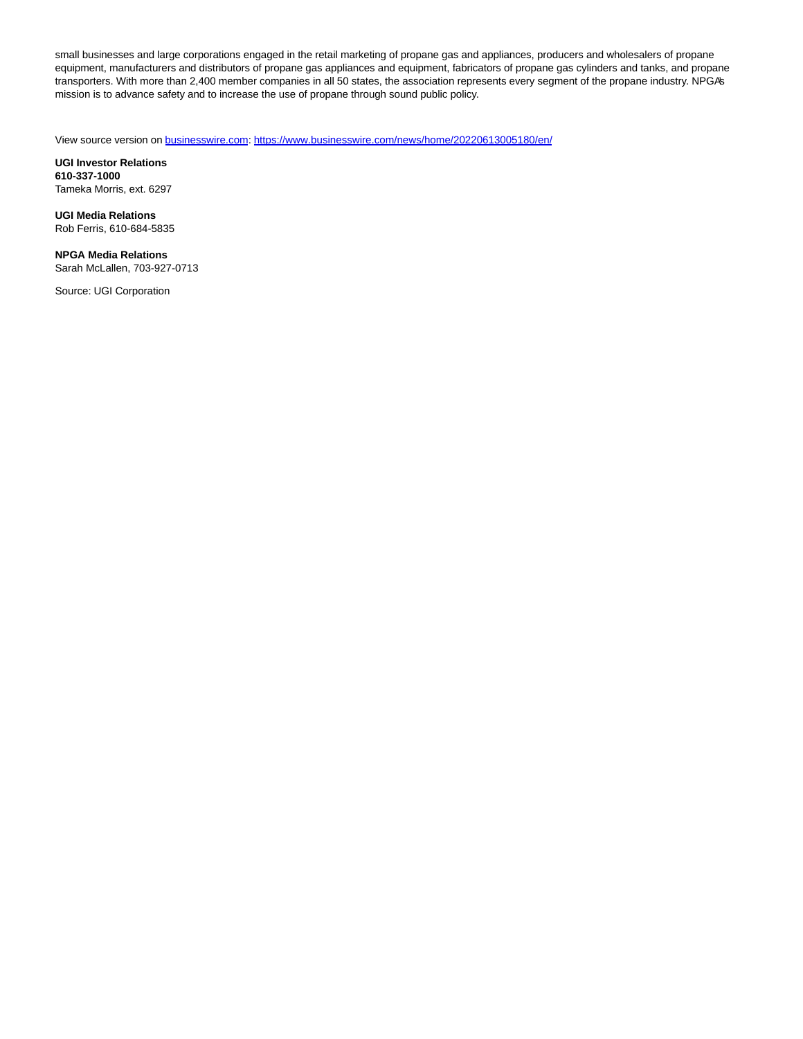small businesses and large corporations engaged in the retail marketing of propane gas and appliances, producers and wholesalers of propane equipment, manufacturers and distributors of propane gas appliances and equipment, fabricators of propane gas cylinders and tanks, and propane transporters. With more than 2,400 member companies in all 50 states, the association represents every segment of the propane industry. NPGA's mission is to advance safety and to increase the use of propane through sound public policy.

View source version on businesswire.com: https://www.businesswire.com/news/home/20220613005180/en/

**UGI Investor Relations**
**610-337-1000**
Tameka Morris, ext. 6297

**UGI Media Relations**
Rob Ferris, 610-684-5835

**NPGA Media Relations**
Sarah McLallen, 703-927-0713

Source: UGI Corporation